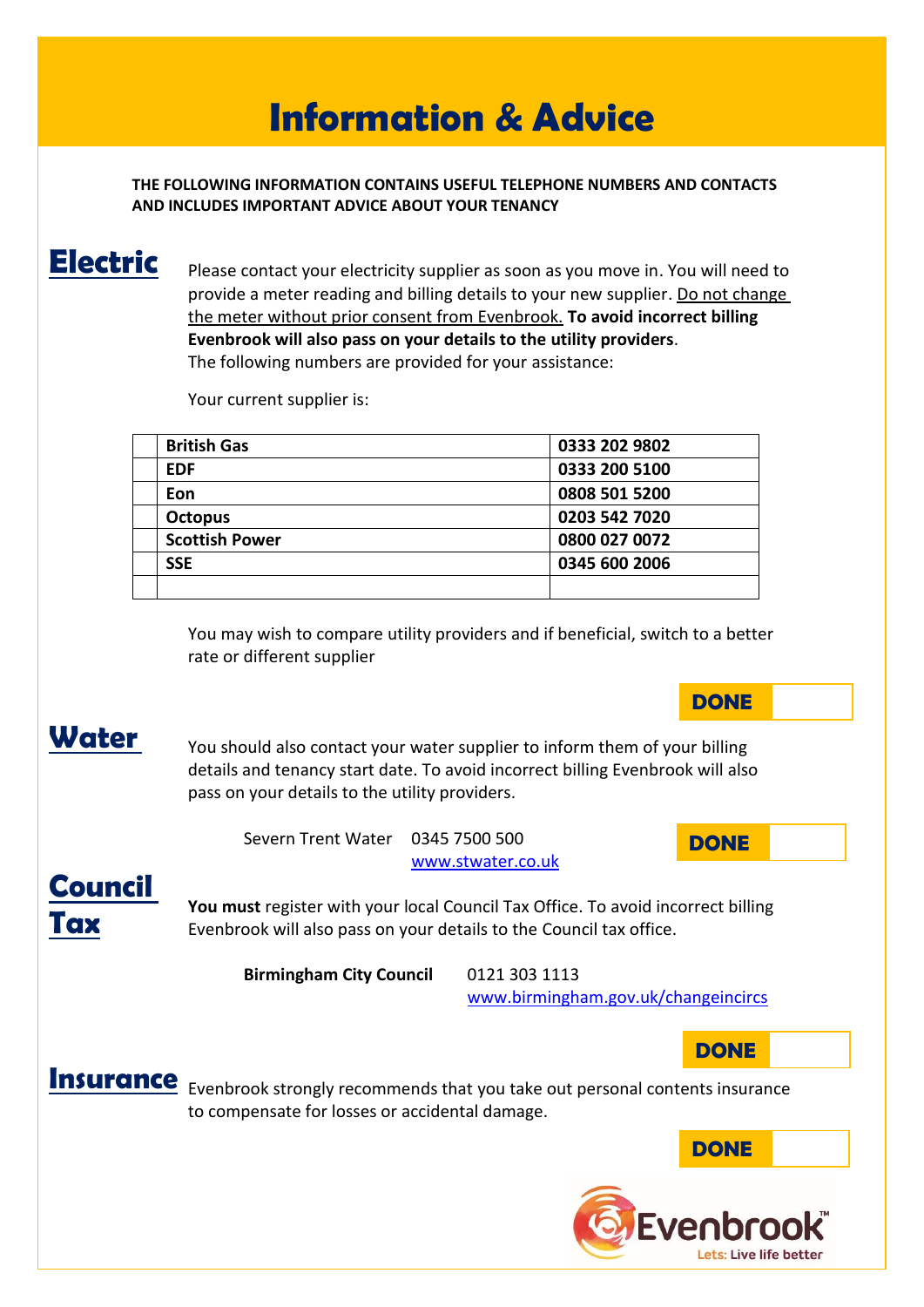# Information & Advice

**THE FOLLOWING INFORMATION CONTAINS USEFUL TELEPHONE NUMBERS AND CONTACTS AND INCLUDES IMPORTANT ADVICE ABOUT YOUR TENANCY**

## Electric

Please contact your electricity supplier as soon as you move in. You will need to provide a meter reading and billing details to your new supplier. Do not change the meter without prior consent from Evenbrook. **To avoid incorrect billing Evenbrook will also pass on your details to the utility providers**.
The following numbers are provided for your assistance:

Your current supplier is:

| | Supplier | Telephone |
|---|---|---|
| | **British Gas** | **0333 202 9802** |
| | **EDF** | **0333 200 5100** |
| | **Eon** | **0808 501 5200** |
| | **Octopus** | **0203 542 7020** |
| | **Scottish Power** | **0800 027 0072** |
| | **SSE** | **0345 600 2006** |
| | | |

You may wish to compare utility providers and if beneficial, switch to a better rate or different supplier

**DONE** ☐

## Water

You should also contact your water supplier to inform them of your billing details and tenancy start date. To avoid incorrect billing Evenbrook will also pass on your details to the utility providers.

Severn Trent Water 0345 7500 500
www.stwater.co.uk

**DONE** ☐

## Council Tax

**You must** register with your local Council Tax Office. To avoid incorrect billing Evenbrook will also pass on your details to the Council tax office.

**Birmingham City Council** 0121 303 1113
www.birmingham.gov.uk/changeincircs

**DONE** ☐

## Insurance

Evenbrook strongly recommends that you take out personal contents insurance to compensate for losses or accidental damage.

**DONE** ☐

Evenbrook™
Lets: Live life better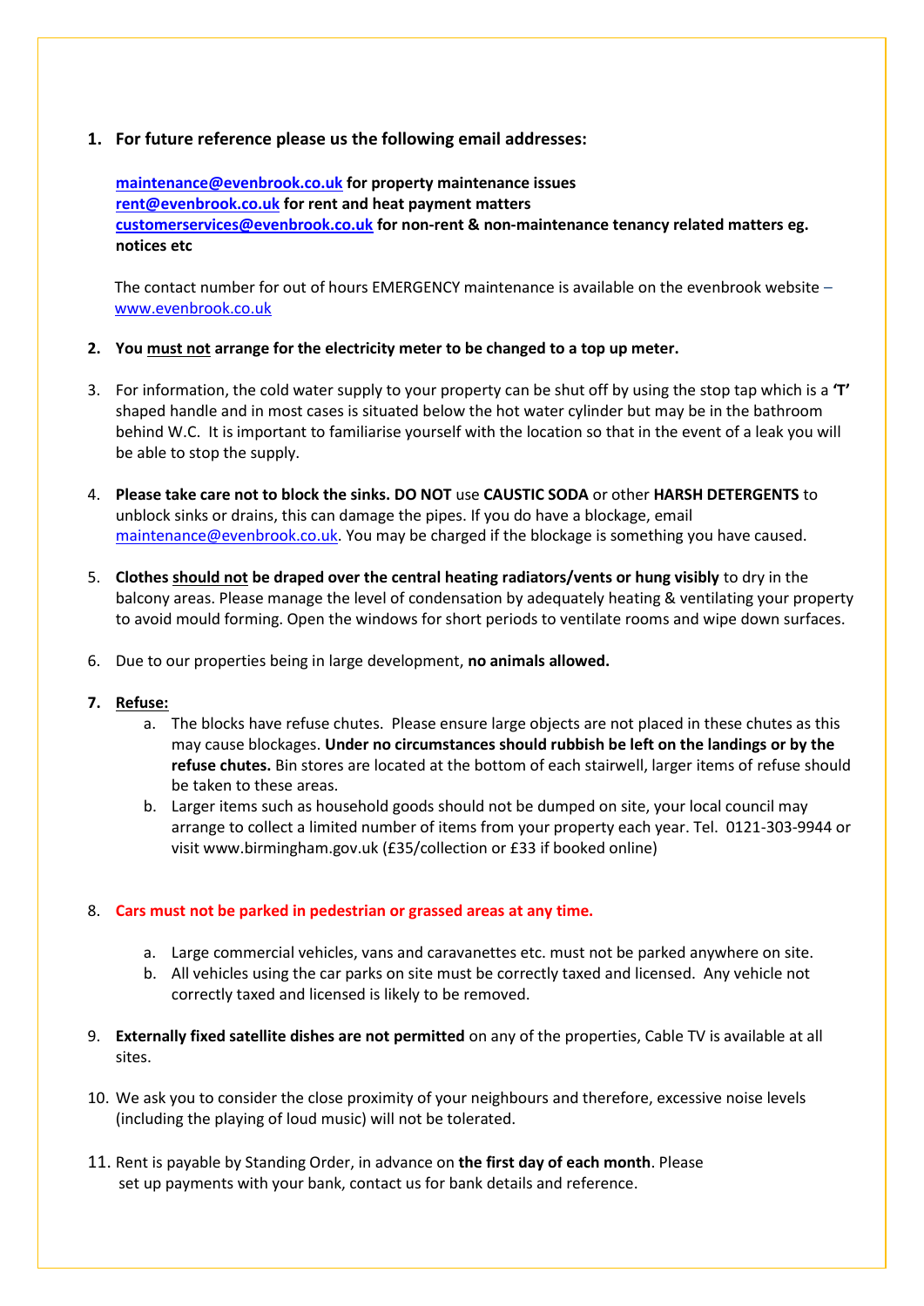1. **For future reference please us the following email addresses:**

   **maintenance@evenbrook.co.uk for property maintenance issues**
   **rent@evenbrook.co.uk for rent and heat payment matters**
   **customerservices@evenbrook.co.uk for non-rent & non-maintenance tenancy related matters eg. notices etc**

   The contact number for out of hours EMERGENCY maintenance is available on the evenbrook website – www.evenbrook.co.uk

2. **You <u>must not</u> arrange for the electricity meter to be changed to a top up meter.**

3. For information, the cold water supply to your property can be shut off by using the stop tap which is a **'T'** shaped handle and in most cases is situated below the hot water cylinder but may be in the bathroom behind W.C. It is important to familiarise yourself with the location so that in the event of a leak you will be able to stop the supply.

4. **Please take care not to block the sinks. DO NOT** use **CAUSTIC SODA** or other **HARSH DETERGENTS** to unblock sinks or drains, this can damage the pipes. If you do have a blockage, email maintenance@evenbrook.co.uk. You may be charged if the blockage is something you have caused.

5. **Clothes <u>should not</u> be draped over the central heating radiators/vents or hung visibly** to dry in the balcony areas. Please manage the level of condensation by adequately heating & ventilating your property to avoid mould forming. Open the windows for short periods to ventilate rooms and wipe down surfaces.

6. Due to our properties being in large development, **no animals allowed.**

7. **<u>Refuse:</u>**
   a. The blocks have refuse chutes. Please ensure large objects are not placed in these chutes as this may cause blockages. **Under no circumstances should rubbish be left on the landings or by the refuse chutes.** Bin stores are located at the bottom of each stairwell, larger items of refuse should be taken to these areas.
   b. Larger items such as household goods should not be dumped on site, your local council may arrange to collect a limited number of items from your property each year. Tel. 0121-303-9944 or visit www.birmingham.gov.uk (£35/collection or £33 if booked online)

8. **Cars must not be parked in pedestrian or grassed areas at any time.**
   a. Large commercial vehicles, vans and caravanettes etc. must not be parked anywhere on site.
   b. All vehicles using the car parks on site must be correctly taxed and licensed. Any vehicle not correctly taxed and licensed is likely to be removed.

9. **Externally fixed satellite dishes are not permitted** on any of the properties, Cable TV is available at all sites.

10. We ask you to consider the close proximity of your neighbours and therefore, excessive noise levels (including the playing of loud music) will not be tolerated.

11. Rent is payable by Standing Order, in advance on **the first day of each month**. Please set up payments with your bank, contact us for bank details and reference.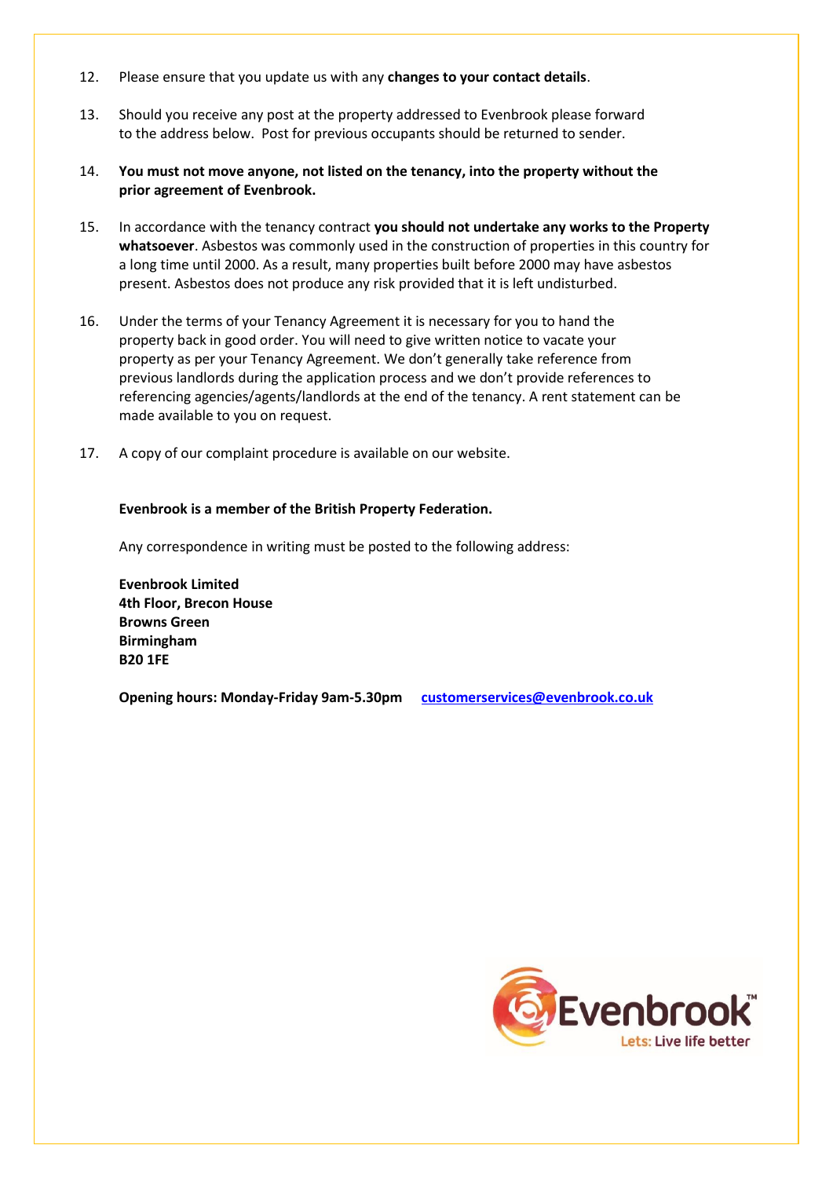12. Please ensure that you update us with any **changes to your contact details**.

13. Should you receive any post at the property addressed to Evenbrook please forward to the address below. Post for previous occupants should be returned to sender.

14. **You must not move anyone, not listed on the tenancy, into the property without the prior agreement of Evenbrook.**

15. In accordance with the tenancy contract **you should not undertake any works to the Property whatsoever**. Asbestos was commonly used in the construction of properties in this country for a long time until 2000. As a result, many properties built before 2000 may have asbestos present. Asbestos does not produce any risk provided that it is left undisturbed.

16. Under the terms of your Tenancy Agreement it is necessary for you to hand the property back in good order. You will need to give written notice to vacate your property as per your Tenancy Agreement. We don't generally take reference from previous landlords during the application process and we don't provide references to referencing agencies/agents/landlords at the end of the tenancy. A rent statement can be made available to you on request.

17. A copy of our complaint procedure is available on our website.

**Evenbrook is a member of the British Property Federation.**

Any correspondence in writing must be posted to the following address:

**Evenbrook Limited**
**4th Floor, Brecon House**
**Browns Green**
**Birmingham**
**B20 1FE**

**Opening hours: Monday-Friday 9am-5.30pm** customerservices@evenbrook.co.uk

Evenbrook™
Lets: Live life better